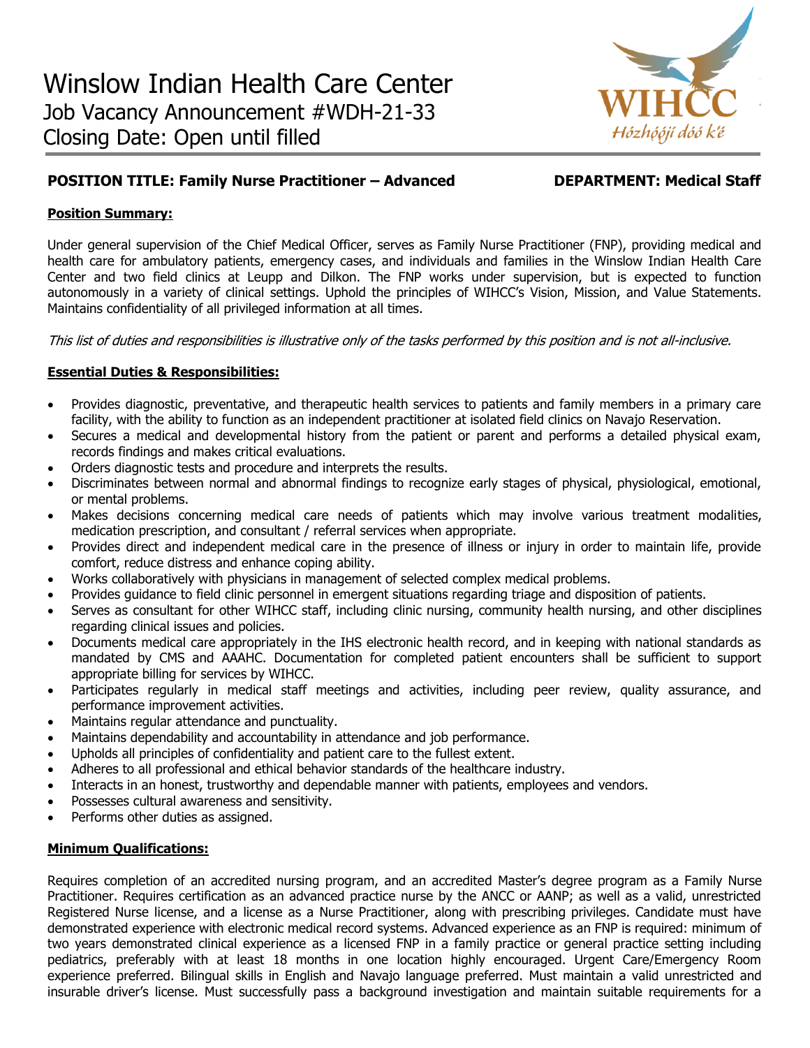# Winslow Indian Health Care Center

Job Vacancy Announcement #WDH-21-33

Closing Date: Open until filled

WIHCC
*Hózhǫ́ǫ́jí dóó k'é*

**POSITION TITLE: Family Nurse Practitioner – Advanced** **DEPARTMENT: Medical Staff**

**Position Summary:**

Under general supervision of the Chief Medical Officer, serves as Family Nurse Practitioner (FNP), providing medical and health care for ambulatory patients, emergency cases, and individuals and families in the Winslow Indian Health Care Center and two field clinics at Leupp and Dilkon. The FNP works under supervision, but is expected to function autonomously in a variety of clinical settings. Uphold the principles of WIHCC's Vision, Mission, and Value Statements. Maintains confidentiality of all privileged information at all times.

*This list of duties and responsibilities is illustrative only of the tasks performed by this position and is not all-inclusive.*

**Essential Duties & Responsibilities:**

- Provides diagnostic, preventative, and therapeutic health services to patients and family members in a primary care facility, with the ability to function as an independent practitioner at isolated field clinics on Navajo Reservation.
- Secures a medical and developmental history from the patient or parent and performs a detailed physical exam, records findings and makes critical evaluations.
- Orders diagnostic tests and procedure and interprets the results.
- Discriminates between normal and abnormal findings to recognize early stages of physical, physiological, emotional, or mental problems.
- Makes decisions concerning medical care needs of patients which may involve various treatment modalities, medication prescription, and consultant / referral services when appropriate.
- Provides direct and independent medical care in the presence of illness or injury in order to maintain life, provide comfort, reduce distress and enhance coping ability.
- Works collaboratively with physicians in management of selected complex medical problems.
- Provides guidance to field clinic personnel in emergent situations regarding triage and disposition of patients.
- Serves as consultant for other WIHCC staff, including clinic nursing, community health nursing, and other disciplines regarding clinical issues and policies.
- Documents medical care appropriately in the IHS electronic health record, and in keeping with national standards as mandated by CMS and AAAHC. Documentation for completed patient encounters shall be sufficient to support appropriate billing for services by WIHCC.
- Participates regularly in medical staff meetings and activities, including peer review, quality assurance, and performance improvement activities.
- Maintains regular attendance and punctuality.
- Maintains dependability and accountability in attendance and job performance.
- Upholds all principles of confidentiality and patient care to the fullest extent.
- Adheres to all professional and ethical behavior standards of the healthcare industry.
- Interacts in an honest, trustworthy and dependable manner with patients, employees and vendors.
- Possesses cultural awareness and sensitivity.
- Performs other duties as assigned.

**Minimum Qualifications:**

Requires completion of an accredited nursing program, and an accredited Master's degree program as a Family Nurse Practitioner. Requires certification as an advanced practice nurse by the ANCC or AANP; as well as a valid, unrestricted Registered Nurse license, and a license as a Nurse Practitioner, along with prescribing privileges. Candidate must have demonstrated experience with electronic medical record systems. Advanced experience as an FNP is required: minimum of two years demonstrated clinical experience as a licensed FNP in a family practice or general practice setting including pediatrics, preferably with at least 18 months in one location highly encouraged. Urgent Care/Emergency Room experience preferred. Bilingual skills in English and Navajo language preferred. Must maintain a valid unrestricted and insurable driver's license. Must successfully pass a background investigation and maintain suitable requirements for a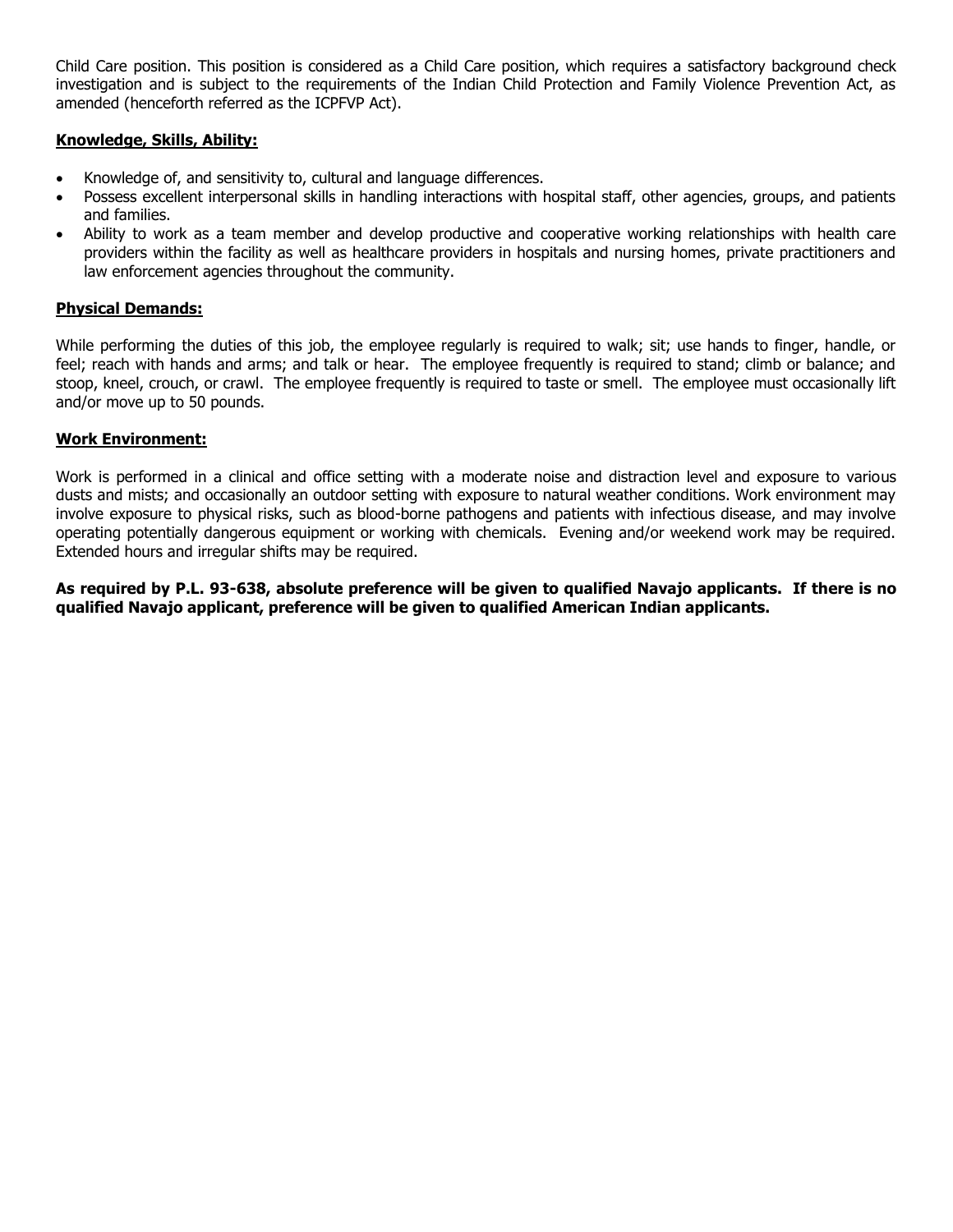Child Care position. This position is considered as a Child Care position, which requires a satisfactory background check investigation and is subject to the requirements of the Indian Child Protection and Family Violence Prevention Act, as amended (henceforth referred as the ICPFVP Act).

**Knowledge, Skills, Ability:**

- Knowledge of, and sensitivity to, cultural and language differences.
- Possess excellent interpersonal skills in handling interactions with hospital staff, other agencies, groups, and patients and families.
- Ability to work as a team member and develop productive and cooperative working relationships with health care providers within the facility as well as healthcare providers in hospitals and nursing homes, private practitioners and law enforcement agencies throughout the community.

**Physical Demands:**

While performing the duties of this job, the employee regularly is required to walk; sit; use hands to finger, handle, or feel; reach with hands and arms; and talk or hear. The employee frequently is required to stand; climb or balance; and stoop, kneel, crouch, or crawl. The employee frequently is required to taste or smell. The employee must occasionally lift and/or move up to 50 pounds.

**Work Environment:**

Work is performed in a clinical and office setting with a moderate noise and distraction level and exposure to various dusts and mists; and occasionally an outdoor setting with exposure to natural weather conditions. Work environment may involve exposure to physical risks, such as blood-borne pathogens and patients with infectious disease, and may involve operating potentially dangerous equipment or working with chemicals. Evening and/or weekend work may be required. Extended hours and irregular shifts may be required.

**As required by P.L. 93-638, absolute preference will be given to qualified Navajo applicants. If there is no qualified Navajo applicant, preference will be given to qualified American Indian applicants.**